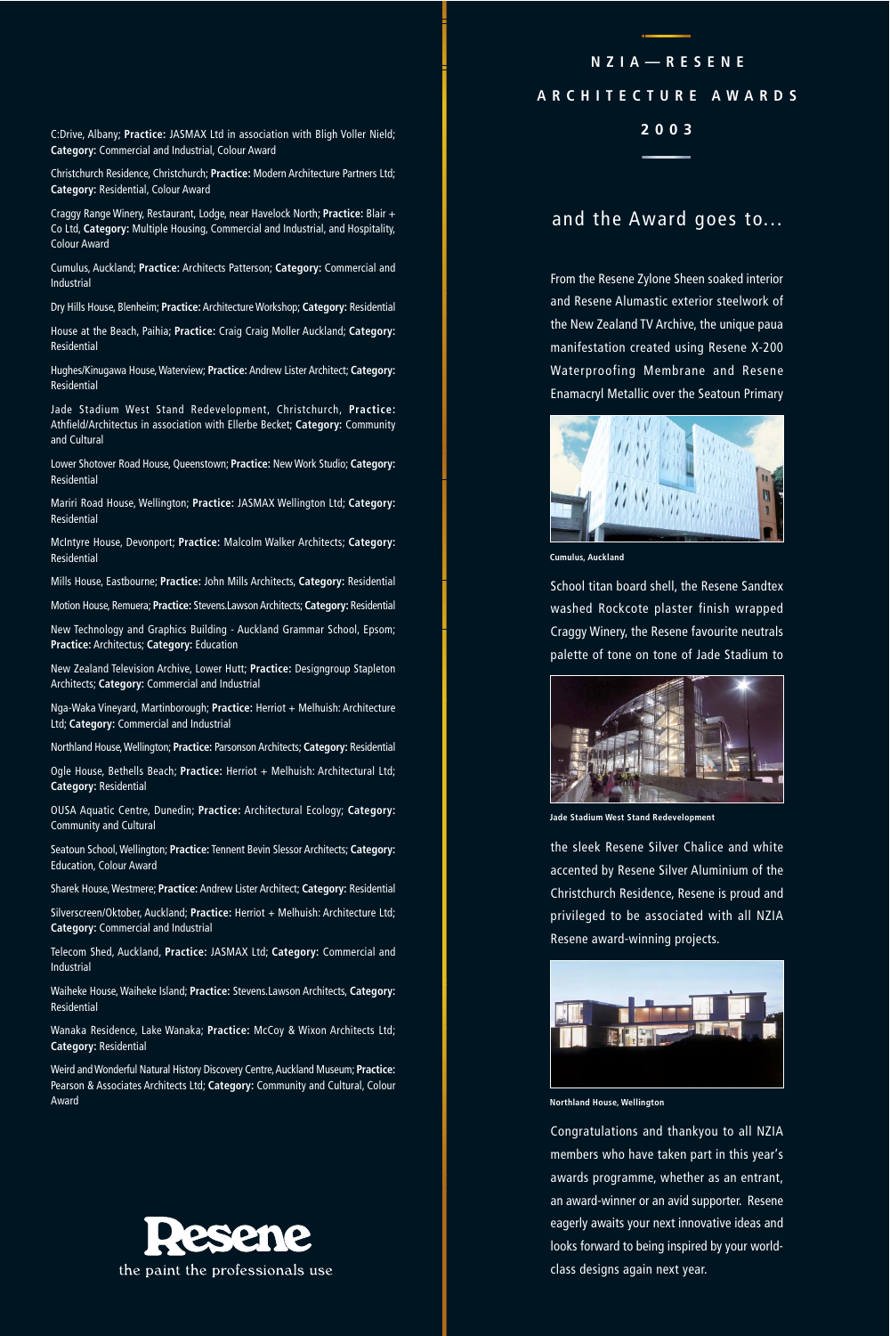# NZIA — RESENE ARCHITECTURE AWARDS 2003

C:Drive, Albany; **Practice:** JASMAX Ltd in association with Bligh Voller Nield; **Category:** Commercial and Industrial, Colour Award

Christchurch Residence, Christchurch; **Practice:** Modern Architecture Partners Ltd; **Category:** Residential, Colour Award

Craggy Range Winery, Restaurant, Lodge, near Havelock North; **Practice:** Blair + Co Ltd, **Category:** Multiple Housing, Commercial and Industrial, and Hospitality, Colour Award

Cumulus, Auckland; **Practice:** Architects Patterson; **Category:** Commercial and Industrial

Dry Hills House, Blenheim; **Practice:** Architecture Workshop; **Category:** Residential

House at the Beach, Paihia; **Practice:** Craig Craig Moller Auckland; **Category:** Residential

Hughes/Kinugawa House, Waterview; **Practice:** Andrew Lister Architect; **Category:** Residential

Jade Stadium West Stand Redevelopment, Christchurch, **Practice:** Athfield/Architectus in association with Ellerbe Becket; **Category:** Community and Cultural

Lower Shotover Road House, Queenstown; **Practice:** New Work Studio; **Category:** Residential

Mariri Road House, Wellington; **Practice:** JASMAX Wellington Ltd; **Category:** Residential

McIntyre House, Devonport; **Practice:** Malcolm Walker Architects; **Category:** Residential

Mills House, Eastbourne; **Practice:** John Mills Architects, **Category:** Residential

Motion House, Remuera; **Practice:** Stevens.Lawson Architects; **Category:** Residential

New Technology and Graphics Building - Auckland Grammar School, Epsom; **Practice:** Architectus; **Category:** Education

New Zealand Television Archive, Lower Hutt; **Practice:** Designgroup Stapleton Architects; **Category:** Commercial and Industrial

Nga-Waka Vineyard, Martinborough; **Practice:** Herriot + Melhuish: Architecture Ltd; **Category:** Commercial and Industrial

Northland House, Wellington; **Practice:** Parsonson Architects; **Category:** Residential

Ogle House, Bethells Beach; **Practice:** Herriot + Melhuish: Architectural Ltd; **Category:** Residential

OUSA Aquatic Centre, Dunedin; **Practice:** Architectural Ecology; **Category:** Community and Cultural

Seatoun School, Wellington; **Practice:** Tennent Bevin Slessor Architects; **Category:** Education, Colour Award

Sharek House, Westmere; **Practice:** Andrew Lister Architect; **Category:** Residential

Silverscreen/Oktober, Auckland; **Practice:** Herriot + Melhuish: Architecture Ltd; **Category:** Commercial and Industrial

Telecom Shed, Auckland, **Practice:** JASMAX Ltd; **Category:** Commercial and Industrial

Waiheke House, Waiheke Island; **Practice:** Stevens.Lawson Architects, **Category:** Residential

Wanaka Residence, Lake Wanaka; **Practice:** McCoy & Wixon Architects Ltd; **Category:** Residential

Weird and Wonderful Natural History Discovery Centre, Auckland Museum; **Practice:** Pearson & Associates Architects Ltd; **Category:** Community and Cultural, Colour Award

Resene
the paint the professionals use

## and the Award goes to...

From the Resene Zylone Sheen soaked interior and Resene Alumastic exterior steelwork of the New Zealand TV Archive, the unique paua manifestation created using Resene X-200 Waterproofing Membrane and Resene Enamacryl Metallic over the Seatoun Primary

Cumulus, Auckland

School titan board shell, the Resene Sandtex washed Rockcote plaster finish wrapped Craggy Winery, the Resene favourite neutrals palette of tone on tone of Jade Stadium to

Jade Stadium West Stand Redevelopment

the sleek Resene Silver Chalice and white accented by Resene Silver Aluminium of the Christchurch Residence, Resene is proud and privileged to be associated with all NZIA Resene award-winning projects.

Northland House, Wellington

Congratulations and thankyou to all NZIA members who have taken part in this year's awards programme, whether as an entrant, an award-winner or an avid supporter. Resene eagerly awaits your next innovative ideas and looks forward to being inspired by your world-class designs again next year.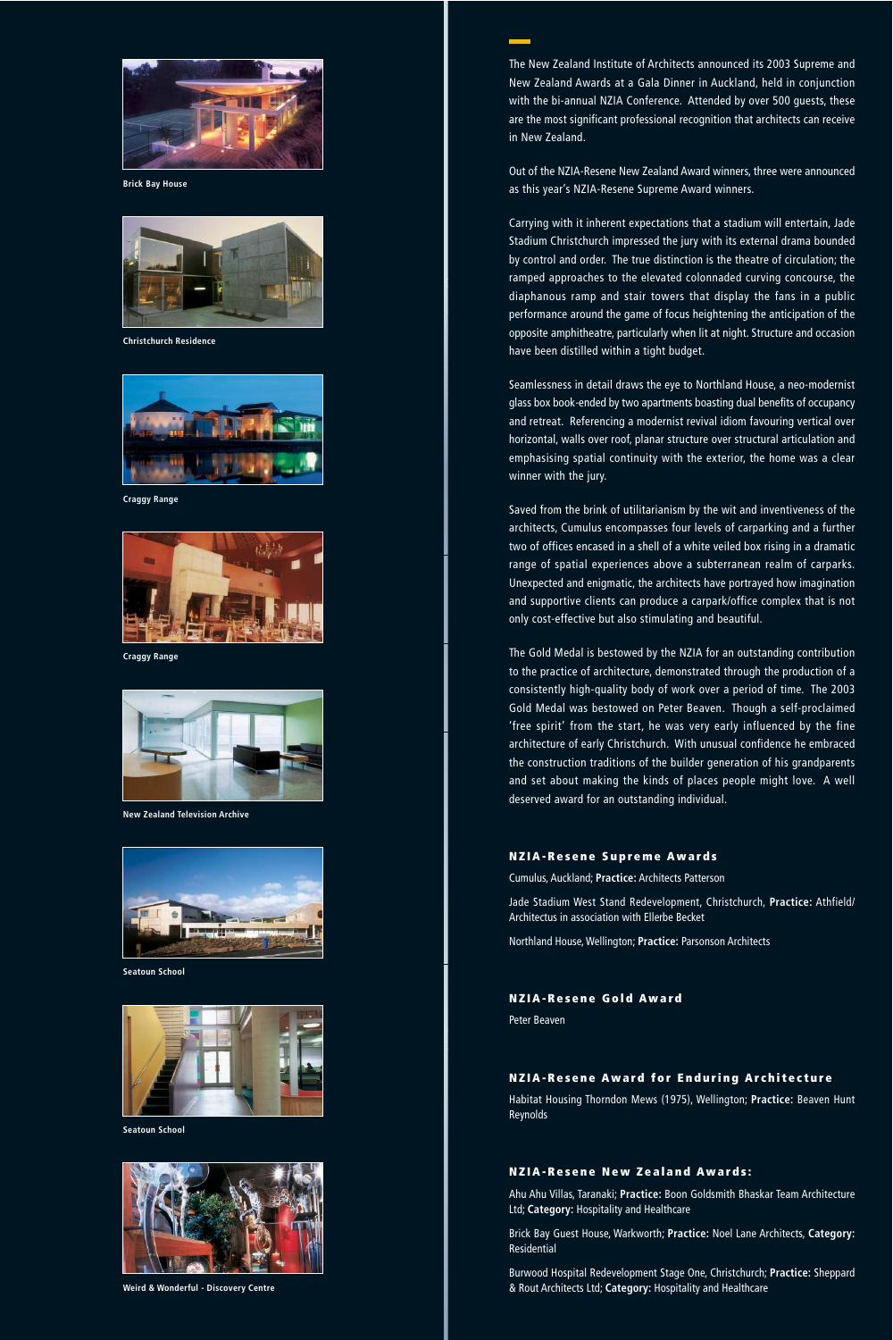Brick Bay House

Christchurch Residence

Craggy Range

Craggy Range

New Zealand Television Archive

Seatoun School

Seatoun School

Weird & Wonderful - Discovery Centre

The New Zealand Institute of Architects announced its 2003 Supreme and New Zealand Awards at a Gala Dinner in Auckland, held in conjunction with the bi-annual NZIA Conference. Attended by over 500 guests, these are the most significant professional recognition that architects can receive in New Zealand.

Out of the NZIA-Resene New Zealand Award winners, three were announced as this year's NZIA-Resene Supreme Award winners.

Carrying with it inherent expectations that a stadium will entertain, Jade Stadium Christchurch impressed the jury with its external drama bounded by control and order. The true distinction is the theatre of circulation; the ramped approaches to the elevated colonnaded curving concourse, the diaphanous ramp and stair towers that display the fans in a public performance around the game of focus heightening the anticipation of the opposite amphitheatre, particularly when lit at night. Structure and occasion have been distilled within a tight budget.

Seamlessness in detail draws the eye to Northland House, a neo-modernist glass box book-ended by two apartments boasting dual benefits of occupancy and retreat. Referencing a modernist revival idiom favouring vertical over horizontal, walls over roof, planar structure over structural articulation and emphasising spatial continuity with the exterior, the home was a clear winner with the jury.

Saved from the brink of utilitarianism by the wit and inventiveness of the architects, Cumulus encompasses four levels of carparking and a further two of offices encased in a shell of a white veiled box rising in a dramatic range of spatial experiences above a subterranean realm of carparks. Unexpected and enigmatic, the architects have portrayed how imagination and supportive clients can produce a carpark/office complex that is not only cost-effective but also stimulating and beautiful.

The Gold Medal is bestowed by the NZIA for an outstanding contribution to the practice of architecture, demonstrated through the production of a consistently high-quality body of work over a period of time. The 2003 Gold Medal was bestowed on Peter Beaven. Though a self-proclaimed 'free spirit' from the start, he was very early influenced by the fine architecture of early Christchurch. With unusual confidence he embraced the construction traditions of the builder generation of his grandparents and set about making the kinds of places people might love. A well deserved award for an outstanding individual.

## NZIA-Resene Supreme Awards

Cumulus, Auckland; **Practice:** Architects Patterson

Jade Stadium West Stand Redevelopment, Christchurch, **Practice:** Athfield/ Architectus in association with Ellerbe Becket

Northland House, Wellington; **Practice:** Parsonson Architects

## NZIA-Resene Gold Award

Peter Beaven

## NZIA-Resene Award for Enduring Architecture

Habitat Housing Thorndon Mews (1975), Wellington; **Practice:** Beaven Hunt Reynolds

## NZIA-Resene New Zealand Awards:

Ahu Ahu Villas, Taranaki; **Practice:** Boon Goldsmith Bhaskar Team Architecture Ltd; **Category:** Hospitality and Healthcare

Brick Bay Guest House, Warkworth; **Practice:** Noel Lane Architects, **Category:** Residential

Burwood Hospital Redevelopment Stage One, Christchurch; **Practice:** Sheppard & Rout Architects Ltd; **Category:** Hospitality and Healthcare